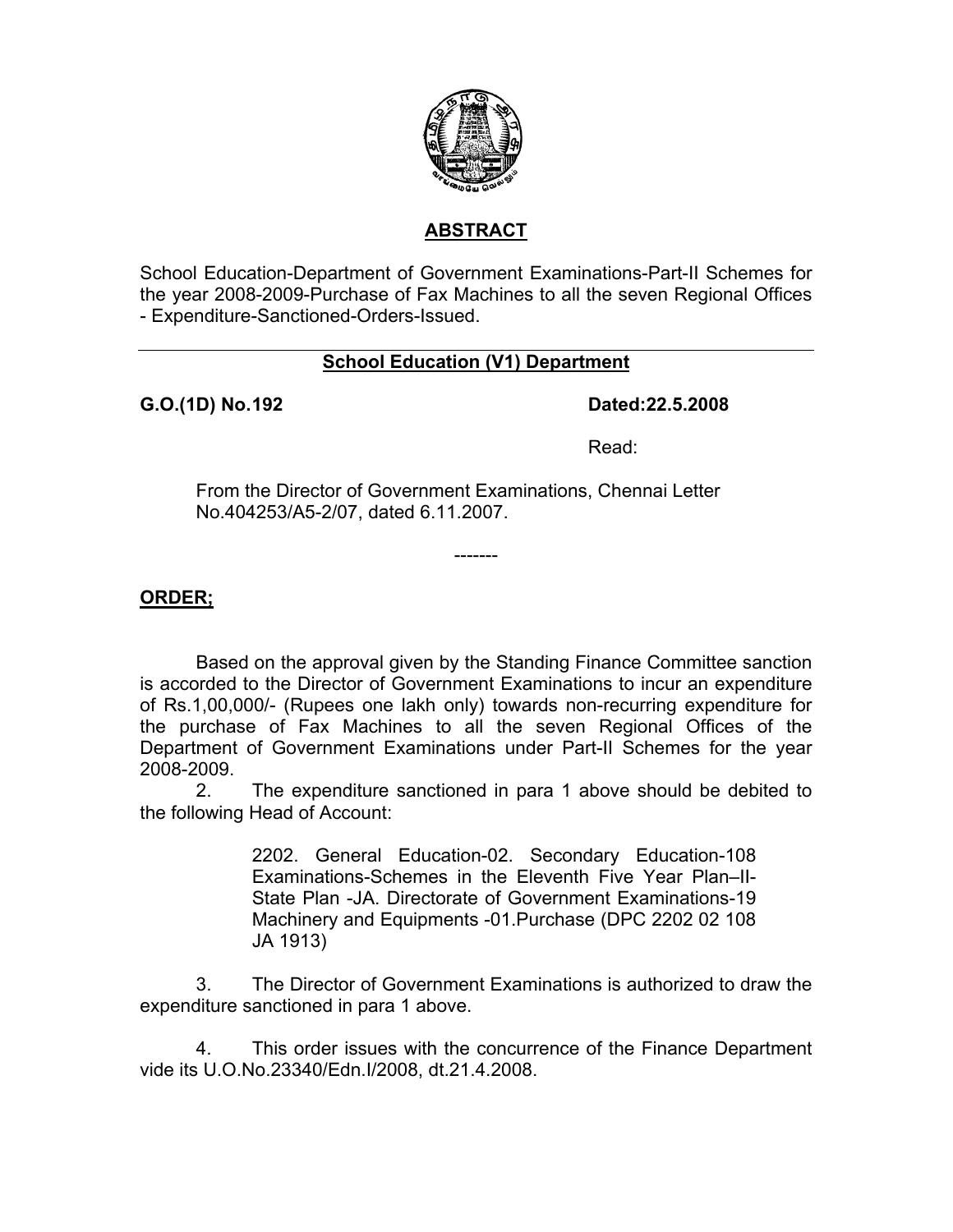## ABSTRACT

School Education-Department of Government Examinations-Part-II Schemes for the year 2008-2009-Purchase of Fax Machines to all the seven Regional Offices - Expenditure-Sanctioned-Orders-Issued.

---

## School Education (V1) Department

**G.O.(1D) No.192** **Dated:22.5.2008**

Read:

From the Director of Government Examinations, Chennai Letter No.404253/A5-2/07, dated 6.11.2007.

-------

**ORDER;**

Based on the approval given by the Standing Finance Committee sanction is accorded to the Director of Government Examinations to incur an expenditure of Rs.1,00,000/- (Rupees one lakh only) towards non-recurring expenditure for the purchase of Fax Machines to all the seven Regional Offices of the Department of Government Examinations under Part-II Schemes for the year 2008-2009.

2. The expenditure sanctioned in para 1 above should be debited to the following Head of Account:

> 2202. General Education-02. Secondary Education-108 Examinations-Schemes in the Eleventh Five Year Plan–II-State Plan -JA. Directorate of Government Examinations-19 Machinery and Equipments -01.Purchase (DPC 2202 02 108 JA 1913)

3. The Director of Government Examinations is authorized to draw the expenditure sanctioned in para 1 above.

4. This order issues with the concurrence of the Finance Department vide its U.O.No.23340/Edn.I/2008, dt.21.4.2008.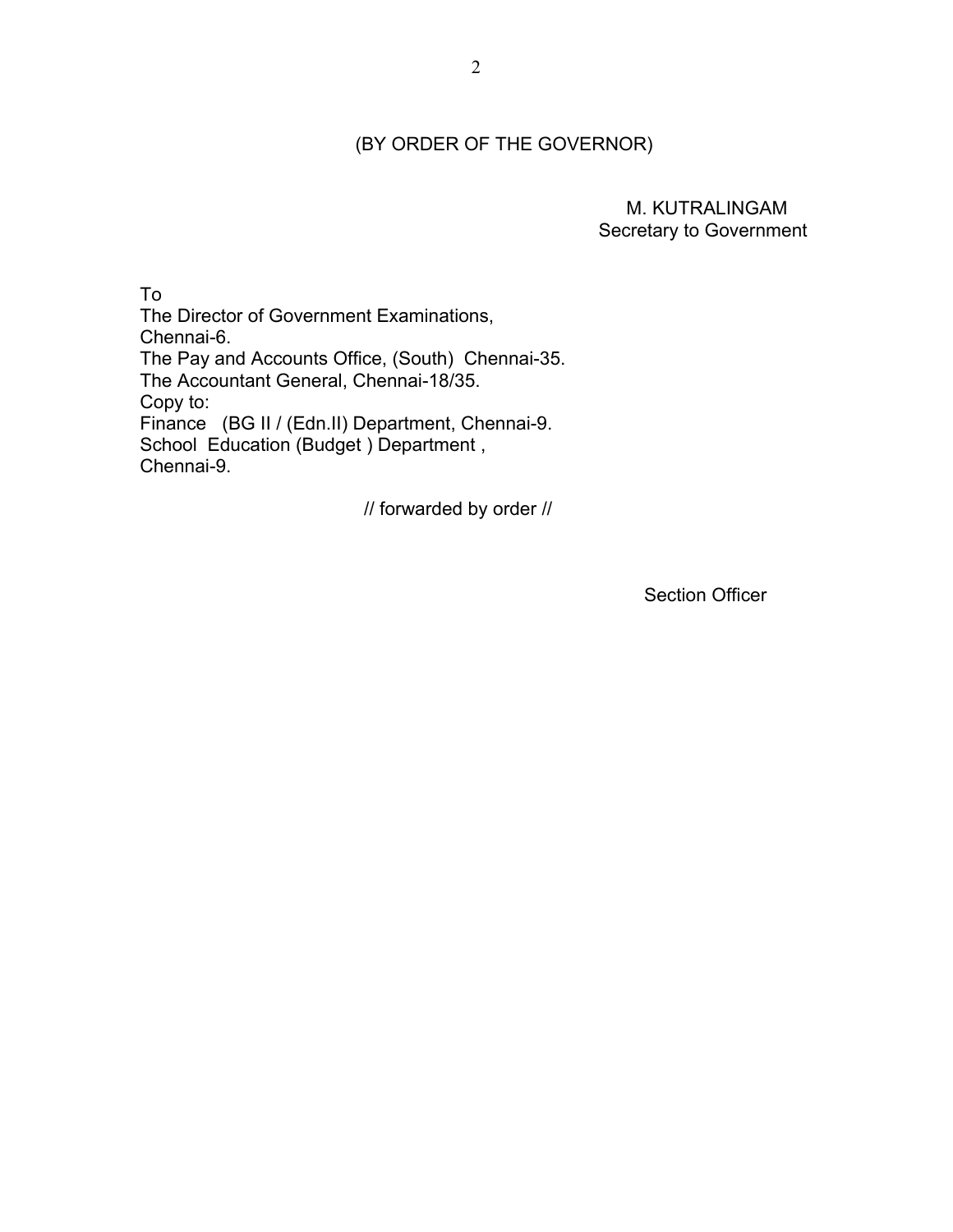(BY ORDER OF THE GOVERNOR)

M. KUTRALINGAM
Secretary to Government

To
The Director of Government Examinations,
Chennai-6.
The Pay and Accounts Office, (South) Chennai-35.
The Accountant General, Chennai-18/35.
Copy to:
Finance (BG II / (Edn.II) Department, Chennai-9.
School Education (Budget ) Department ,
Chennai-9.

// forwarded by order //

Section Officer